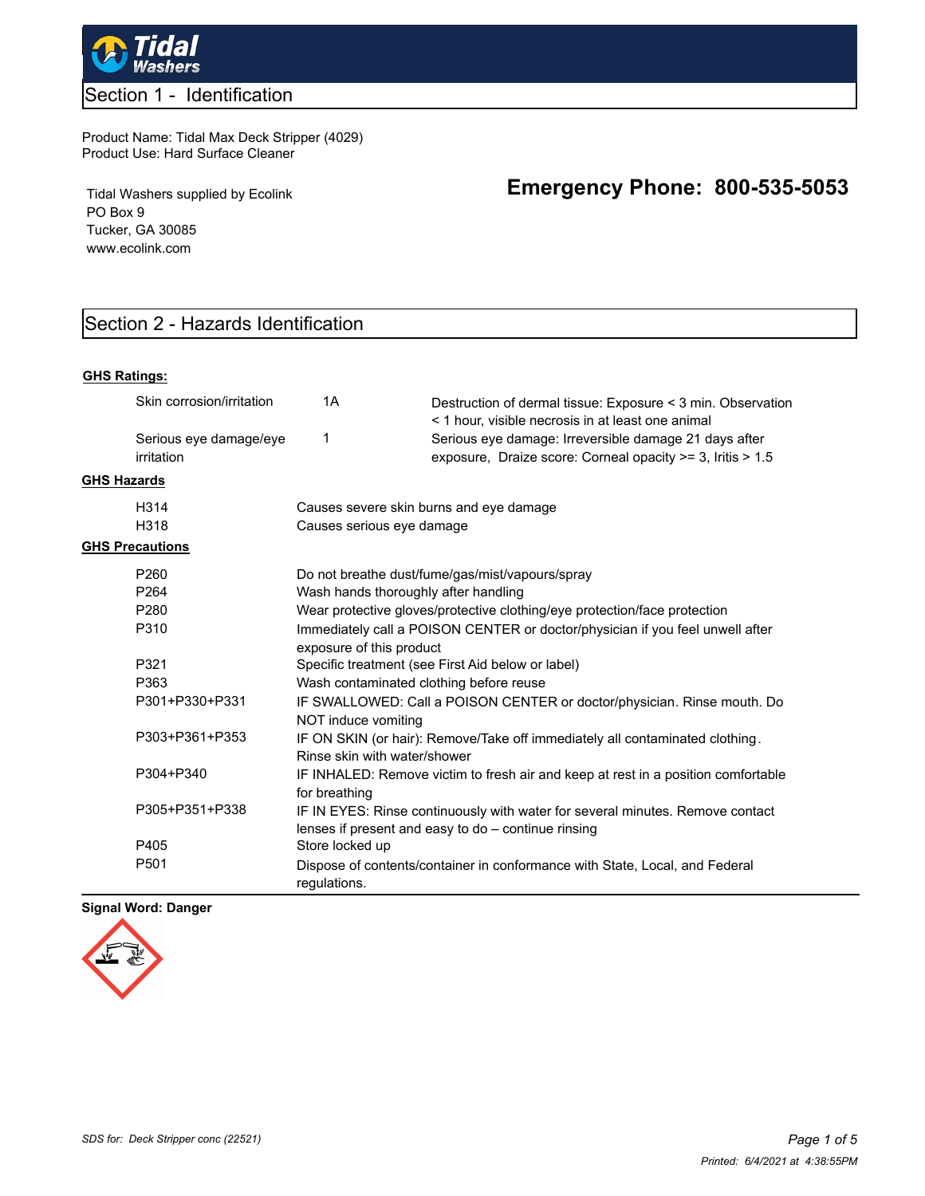Tidal Washers

## Section 1 - Identification

Product Name: Tidal Max Deck Stripper (4029)
Product Use: Hard Surface Cleaner

Tidal Washers supplied by Ecolink
PO Box 9
Tucker, GA 30085
www.ecolink.com

**Emergency Phone: 800-535-5053**

## Section 2 - Hazards Identification

**GHS Ratings:**

| | | |
|---|---|---|
| Skin corrosion/irritation | 1A | Destruction of dermal tissue: Exposure < 3 min. Observation < 1 hour, visible necrosis in at least one animal |
| Serious eye damage/eye irritation | 1 | Serious eye damage: Irreversible damage 21 days after exposure, Draize score: Corneal opacity >= 3, Iritis > 1.5 |

**GHS Hazards**

| | |
|---|---|
| H314 | Causes severe skin burns and eye damage |
| H318 | Causes serious eye damage |

**GHS Precautions**

| | |
|---|---|
| P260 | Do not breathe dust/fume/gas/mist/vapours/spray |
| P264 | Wash hands thoroughly after handling |
| P280 | Wear protective gloves/protective clothing/eye protection/face protection |
| P310 | Immediately call a POISON CENTER or doctor/physician if you feel unwell after exposure of this product |
| P321 | Specific treatment (see First Aid below or label) |
| P363 | Wash contaminated clothing before reuse |
| P301+P330+P331 | IF SWALLOWED: Call a POISON CENTER or doctor/physician. Rinse mouth. Do NOT induce vomiting |
| P303+P361+P353 | IF ON SKIN (or hair): Remove/Take off immediately all contaminated clothing. Rinse skin with water/shower |
| P304+P340 | IF INHALED: Remove victim to fresh air and keep at rest in a position comfortable for breathing |
| P305+P351+P338 | IF IN EYES: Rinse continuously with water for several minutes. Remove contact lenses if present and easy to do – continue rinsing |
| P405 | Store locked up |
| P501 | Dispose of contents/container in conformance with State, Local, and Federal regulations. |

**Signal Word: Danger**

*SDS for: Deck Stripper conc (22521)*

*Printed: 6/4/2021 at 4:38:55PM*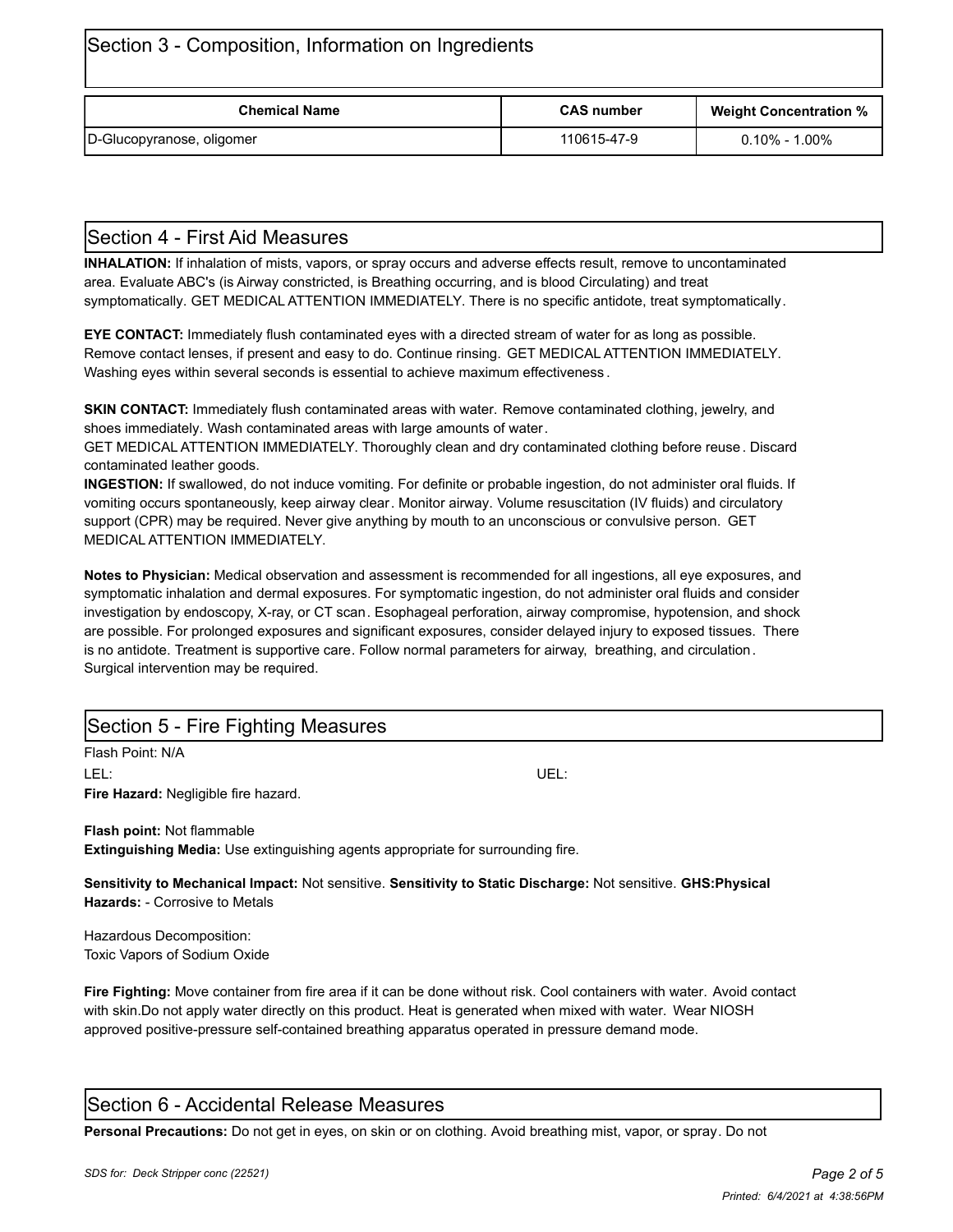## Section 3 - Composition, Information on Ingredients

| Chemical Name | CAS number | Weight Concentration % |
|---|---|---|
| D-Glucopyranose, oligomer | 110615-47-9 | 0.10% - 1.00% |

## Section 4 - First Aid Measures

**INHALATION:** If inhalation of mists, vapors, or spray occurs and adverse effects result, remove to uncontaminated area. Evaluate ABC's (is Airway constricted, is Breathing occurring, and is blood Circulating) and treat symptomatically. GET MEDICAL ATTENTION IMMEDIATELY. There is no specific antidote, treat symptomatically.

**EYE CONTACT:** Immediately flush contaminated eyes with a directed stream of water for as long as possible. Remove contact lenses, if present and easy to do. Continue rinsing. GET MEDICAL ATTENTION IMMEDIATELY. Washing eyes within several seconds is essential to achieve maximum effectiveness.

**SKIN CONTACT:** Immediately flush contaminated areas with water. Remove contaminated clothing, jewelry, and shoes immediately. Wash contaminated areas with large amounts of water.
GET MEDICAL ATTENTION IMMEDIATELY. Thoroughly clean and dry contaminated clothing before reuse. Discard contaminated leather goods.

**INGESTION:** If swallowed, do not induce vomiting. For definite or probable ingestion, do not administer oral fluids. If vomiting occurs spontaneously, keep airway clear. Monitor airway. Volume resuscitation (IV fluids) and circulatory support (CPR) may be required. Never give anything by mouth to an unconscious or convulsive person. GET MEDICAL ATTENTION IMMEDIATELY.

**Notes to Physician:** Medical observation and assessment is recommended for all ingestions, all eye exposures, and symptomatic inhalation and dermal exposures. For symptomatic ingestion, do not administer oral fluids and consider investigation by endoscopy, X-ray, or CT scan. Esophageal perforation, airway compromise, hypotension, and shock are possible. For prolonged exposures and significant exposures, consider delayed injury to exposed tissues. There is no antidote. Treatment is supportive care. Follow normal parameters for airway, breathing, and circulation. Surgical intervention may be required.

## Section 5 - Fire Fighting Measures

Flash Point: N/A

LEL: UEL:

**Fire Hazard:** Negligible fire hazard.

**Flash point:** Not flammable

**Extinguishing Media:** Use extinguishing agents appropriate for surrounding fire.

**Sensitivity to Mechanical Impact:** Not sensitive. **Sensitivity to Static Discharge:** Not sensitive. **GHS:Physical Hazards:** - Corrosive to Metals

Hazardous Decomposition:
Toxic Vapors of Sodium Oxide

**Fire Fighting:** Move container from fire area if it can be done without risk. Cool containers with water. Avoid contact with skin.Do not apply water directly on this product. Heat is generated when mixed with water. Wear NIOSH approved positive-pressure self-contained breathing apparatus operated in pressure demand mode.

## Section 6 - Accidental Release Measures

**Personal Precautions:** Do not get in eyes, on skin or on clothing. Avoid breathing mist, vapor, or spray. Do not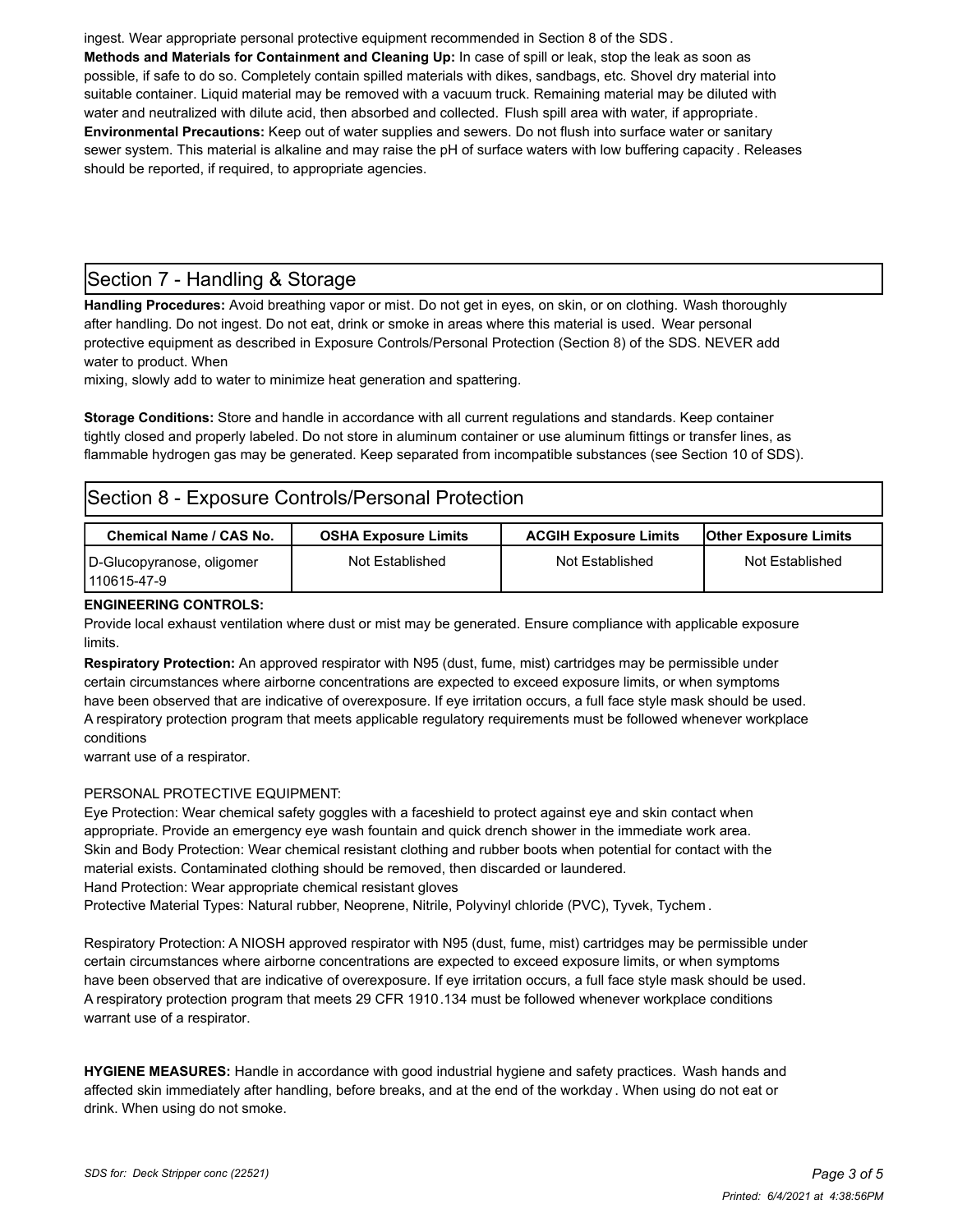ingest. Wear appropriate personal protective equipment recommended in Section 8 of the SDS.

**Methods and Materials for Containment and Cleaning Up:** In case of spill or leak, stop the leak as soon as possible, if safe to do so. Completely contain spilled materials with dikes, sandbags, etc. Shovel dry material into suitable container. Liquid material may be removed with a vacuum truck. Remaining material may be diluted with water and neutralized with dilute acid, then absorbed and collected. Flush spill area with water, if appropriate.

**Environmental Precautions:** Keep out of water supplies and sewers. Do not flush into surface water or sanitary sewer system. This material is alkaline and may raise the pH of surface waters with low buffering capacity. Releases should be reported, if required, to appropriate agencies.

## Section 7 - Handling & Storage

**Handling Procedures:** Avoid breathing vapor or mist. Do not get in eyes, on skin, or on clothing. Wash thoroughly after handling. Do not ingest. Do not eat, drink or smoke in areas where this material is used. Wear personal protective equipment as described in Exposure Controls/Personal Protection (Section 8) of the SDS. NEVER add water to product. When mixing, slowly add to water to minimize heat generation and spattering.

**Storage Conditions:** Store and handle in accordance with all current regulations and standards. Keep container tightly closed and properly labeled. Do not store in aluminum container or use aluminum fittings or transfer lines, as flammable hydrogen gas may be generated. Keep separated from incompatible substances (see Section 10 of SDS).

## Section 8 - Exposure Controls/Personal Protection

| Chemical Name / CAS No. | OSHA Exposure Limits | ACGIH Exposure Limits | Other Exposure Limits |
|---|---|---|---|
| D-Glucopyranose, oligomer 110615-47-9 | Not Established | Not Established | Not Established |

**ENGINEERING CONTROLS:**
Provide local exhaust ventilation where dust or mist may be generated. Ensure compliance with applicable exposure limits.

**Respiratory Protection:** An approved respirator with N95 (dust, fume, mist) cartridges may be permissible under certain circumstances where airborne concentrations are expected to exceed exposure limits, or when symptoms have been observed that are indicative of overexposure. If eye irritation occurs, a full face style mask should be used. A respiratory protection program that meets applicable regulatory requirements must be followed whenever workplace conditions warrant use of a respirator.

PERSONAL PROTECTIVE EQUIPMENT:

Eye Protection: Wear chemical safety goggles with a faceshield to protect against eye and skin contact when appropriate. Provide an emergency eye wash fountain and quick drench shower in the immediate work area.

Skin and Body Protection: Wear chemical resistant clothing and rubber boots when potential for contact with the material exists. Contaminated clothing should be removed, then discarded or laundered.

Hand Protection: Wear appropriate chemical resistant gloves

Protective Material Types: Natural rubber, Neoprene, Nitrile, Polyvinyl chloride (PVC), Tyvek, Tychem.

Respiratory Protection: A NIOSH approved respirator with N95 (dust, fume, mist) cartridges may be permissible under certain circumstances where airborne concentrations are expected to exceed exposure limits, or when symptoms have been observed that are indicative of overexposure. If eye irritation occurs, a full face style mask should be used. A respiratory protection program that meets 29 CFR 1910.134 must be followed whenever workplace conditions warrant use of a respirator.

**HYGIENE MEASURES:** Handle in accordance with good industrial hygiene and safety practices. Wash hands and affected skin immediately after handling, before breaks, and at the end of the workday. When using do not eat or drink. When using do not smoke.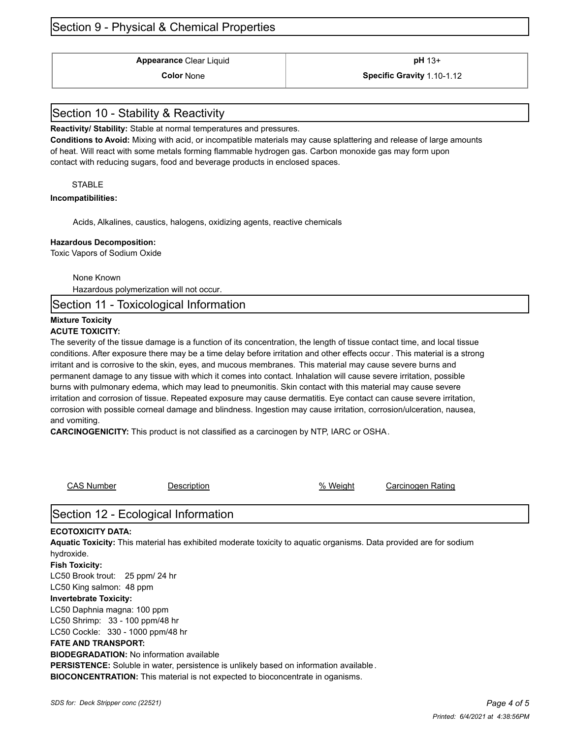## Section 9 - Physical & Chemical Properties

| | |
|---|---|
| **Appearance** Clear Liquid | **pH** 13+ |
| **Color** None | **Specific Gravity** 1.10-1.12 |

## Section 10 - Stability & Reactivity

**Reactivity/ Stability:** Stable at normal temperatures and pressures.

**Conditions to Avoid:** Mixing with acid, or incompatible materials may cause splattering and release of large amounts of heat. Will react with some metals forming flammable hydrogen gas. Carbon monoxide gas may form upon contact with reducing sugars, food and beverage products in enclosed spaces.

STABLE

**Incompatibilities:**

Acids, Alkalines, caustics, halogens, oxidizing agents, reactive chemicals

**Hazardous Decomposition:**

Toxic Vapors of Sodium Oxide

None Known

Hazardous polymerization will not occur.

## Section 11 - Toxicological Information

**Mixture Toxicity**

**ACUTE TOXICITY:**

The severity of the tissue damage is a function of its concentration, the length of tissue contact time, and local tissue conditions. After exposure there may be a time delay before irritation and other effects occur . This material is a strong irritant and is corrosive to the skin, eyes, and mucous membranes. This material may cause severe burns and permanent damage to any tissue with which it comes into contact. Inhalation will cause severe irritation, possible burns with pulmonary edema, which may lead to pneumonitis. Skin contact with this material may cause severe irritation and corrosion of tissue. Repeated exposure may cause dermatitis. Eye contact can cause severe irritation, corrosion with possible corneal damage and blindness. Ingestion may cause irritation, corrosion/ulceration, nausea, and vomiting.

**CARCINOGENICITY:** This product is not classified as a carcinogen by NTP, IARC or OSHA.

| CAS Number | Description | % Weight | Carcinogen Rating |
|---|---|---|---|

## Section 12 - Ecological Information

**ECOTOXICITY DATA:**

**Aquatic Toxicity:** This material has exhibited moderate toxicity to aquatic organisms. Data provided are for sodium hydroxide.

**Fish Toxicity:**

LC50 Brook trout: 25 ppm/ 24 hr

LC50 King salmon: 48 ppm

**Invertebrate Toxicity:**

LC50 Daphnia magna: 100 ppm

LC50 Shrimp: 33 - 100 ppm/48 hr

LC50 Cockle: 330 - 1000 ppm/48 hr

**FATE AND TRANSPORT:**

**BIODEGRADATION:** No information available

**PERSISTENCE:** Soluble in water, persistence is unlikely based on information available.

**BIOCONCENTRATION:** This material is not expected to bioconcentrate in oganisms.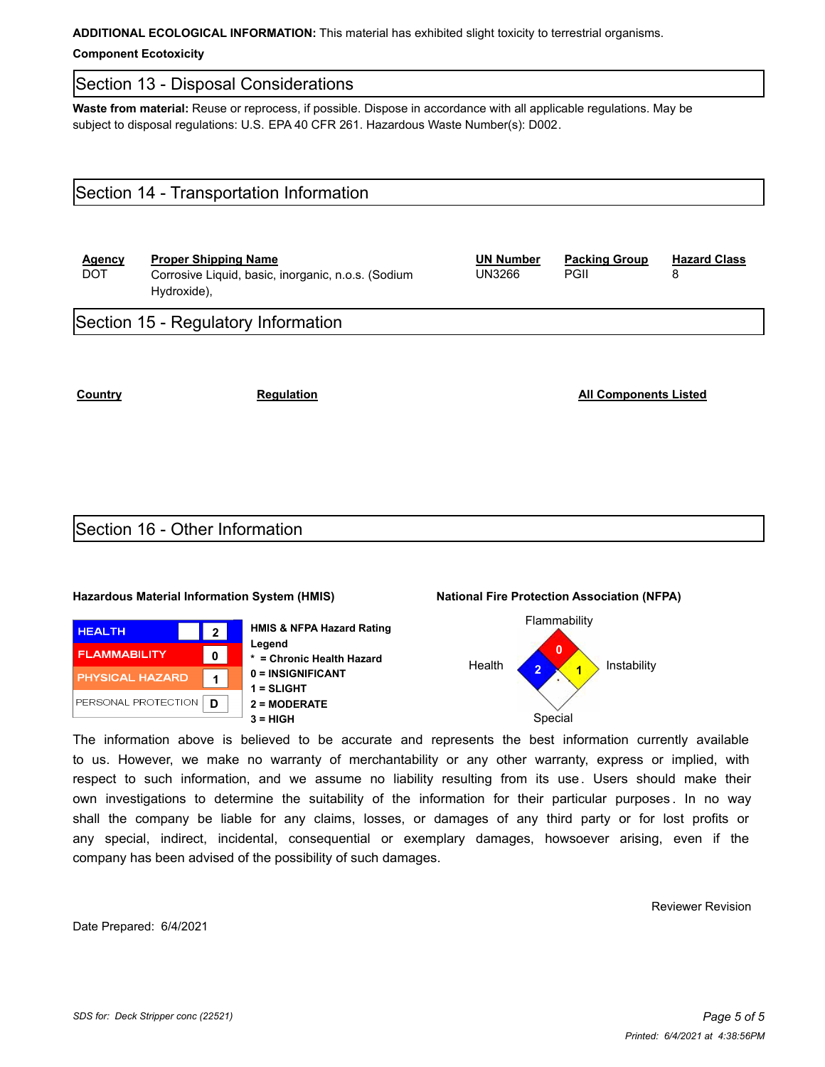**ADDITIONAL ECOLOGICAL INFORMATION:** This material has exhibited slight toxicity to terrestrial organisms.

**Component Ecotoxicity**

## Section 13 - Disposal Considerations

**Waste from material:** Reuse or reprocess, if possible. Dispose in accordance with all applicable regulations. May be subject to disposal regulations: U.S. EPA 40 CFR 261. Hazardous Waste Number(s): D002.

## Section 14 - Transportation Information

| Agency | Proper Shipping Name | UN Number | Packing Group | Hazard Class |
|---|---|---|---|---|
| DOT | Corrosive Liquid, basic, inorganic, n.o.s. (Sodium Hydroxide), | UN3266 | PGII | 8 |

## Section 15 - Regulatory Information

| Country | Regulation | All Components Listed |
|---|---|---|

## Section 16 - Other Information

**Hazardous Material Information System (HMIS)**

| | |
|---|---|
| HEALTH | 2 |
| FLAMMABILITY | 0 |
| PHYSICAL HAZARD | 1 |
| PERSONAL PROTECTION | D |

**HMIS & NFPA Hazard Rating Legend**

- **\* = Chronic Health Hazard**
- **0 = INSIGNIFICANT**
- **1 = SLIGHT**
- **2 = MODERATE**
- **3 = HIGH**

**National Fire Protection Association (NFPA)**

Flammability 0
Health 2
Instability 1
Special

The information above is believed to be accurate and represents the best information currently available to us. However, we make no warranty of merchantability or any other warranty, express or implied, with respect to such information, and we assume no liability resulting from its use. Users should make their own investigations to determine the suitability of the information for their particular purposes. In no way shall the company be liable for any claims, losses, or damages of any third party or for lost profits or any special, indirect, incidental, consequential or exemplary damages, howsoever arising, even if the company has been advised of the possibility of such damages.

Reviewer Revision

Date Prepared: 6/4/2021

*SDS for: Deck Stripper conc (22521)*

*Printed: 6/4/2021 at 4:38:56PM*